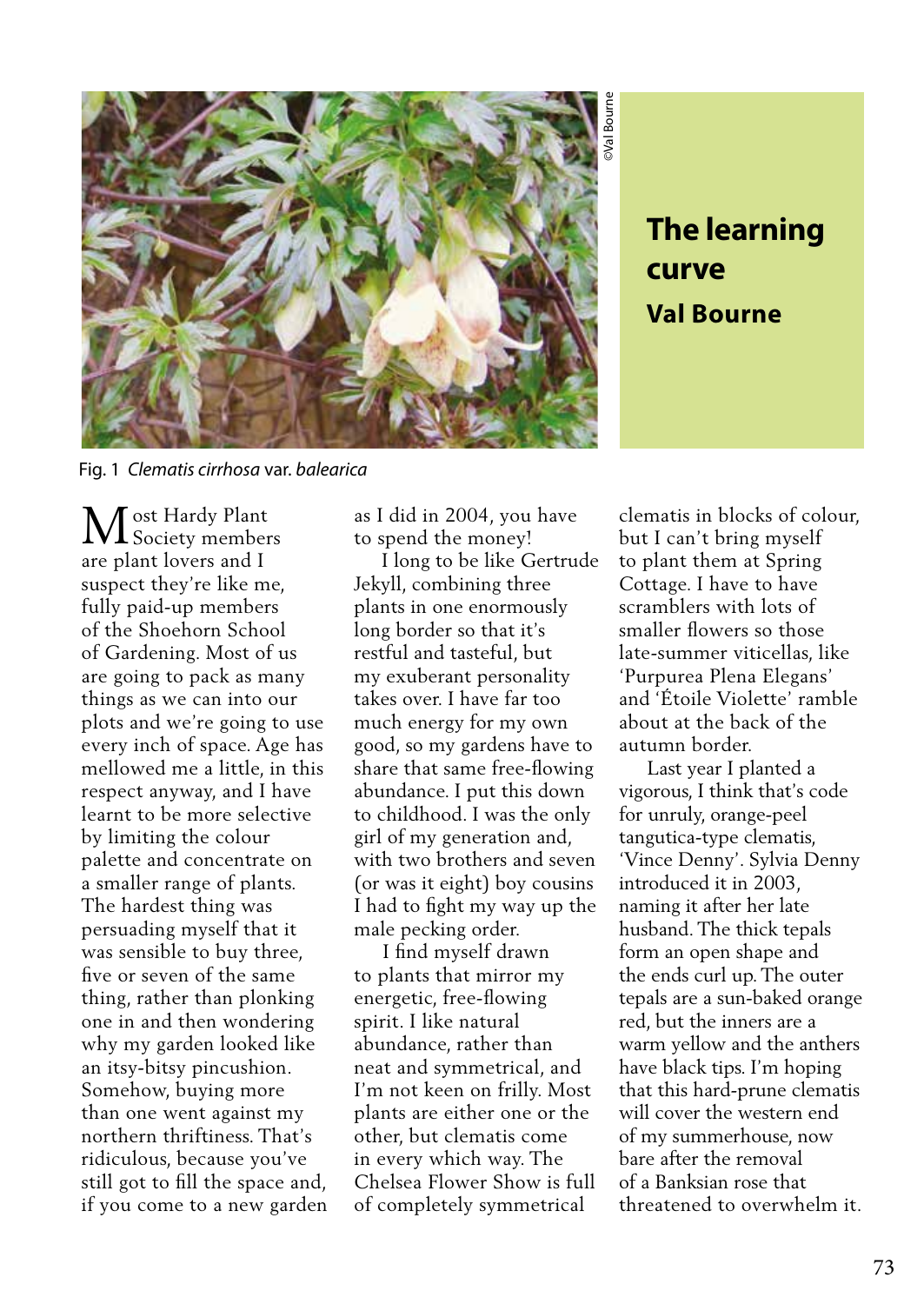# The learning curve

## Val Bourne

Fig. 1 *Clematis cirrhosa* var. *balearica*

Most Hardy Plant Society members are plant lovers and I suspect they're like me, fully paid-up members of the Shoehorn School of Gardening. Most of us are going to pack as many things as we can into our plots and we're going to use every inch of space. Age has mellowed me a little, in this respect anyway, and I have learnt to be more selective by limiting the colour palette and concentrate on a smaller range of plants. The hardest thing was persuading myself that it was sensible to buy three, five or seven of the same thing, rather than plonking one in and then wondering why my garden looked like an itsy-bitsy pincushion. Somehow, buying more than one went against my northern thriftiness. That's ridiculous, because you've still got to fill the space and, if you come to a new garden as I did in 2004, you have to spend the money!

I long to be like Gertrude Jekyll, combining three plants in one enormously long border so that it's restful and tasteful, but my exuberant personality takes over. I have far too much energy for my own good, so my gardens have to share that same free-flowing abundance. I put this down to childhood. I was the only girl of my generation and, with two brothers and seven (or was it eight) boy cousins I had to fight my way up the male pecking order.

I find myself drawn to plants that mirror my energetic, free-flowing spirit. I like natural abundance, rather than neat and symmetrical, and I'm not keen on frilly. Most plants are either one or the other, but clematis come in every which way. The Chelsea Flower Show is full of completely symmetrical clematis in blocks of colour, but I can't bring myself to plant them at Spring Cottage. I have to have scramblers with lots of smaller flowers so those late-summer viticellas, like 'Purpurea Plena Elegans' and 'Étoile Violette' ramble about at the back of the autumn border.

Last year I planted a vigorous, I think that's code for unruly, orange-peel tangutica-type clematis, 'Vince Denny'. Sylvia Denny introduced it in 2003, naming it after her late husband. The thick tepals form an open shape and the ends curl up. The outer tepals are a sun-baked orange red, but the inners are a warm yellow and the anthers have black tips. I'm hoping that this hard-prune clematis will cover the western end of my summerhouse, now bare after the removal of a Banksian rose that threatened to overwhelm it.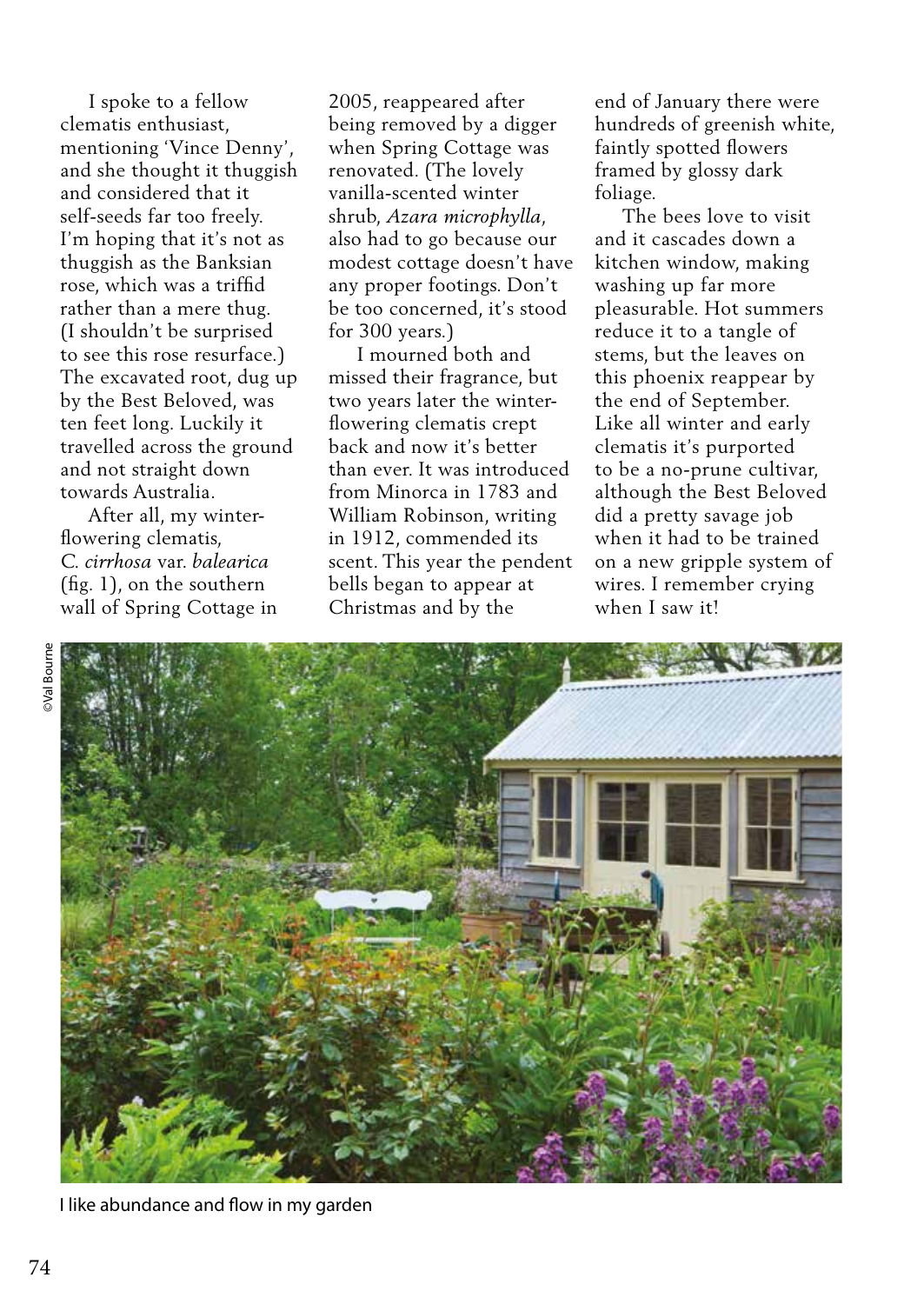I spoke to a fellow clematis enthusiast, mentioning 'Vince Denny', and she thought it thuggish and considered that it self-seeds far too freely. I'm hoping that it's not as thuggish as the Banksian rose, which was a triffid rather than a mere thug. (I shouldn't be surprised to see this rose resurface.) The excavated root, dug up by the Best Beloved, was ten feet long. Luckily it travelled across the ground and not straight down towards Australia.

After all, my winter-flowering clematis, *C. cirrhosa* var. *balearica* (fig. 1), on the southern wall of Spring Cottage in 2005, reappeared after being removed by a digger when Spring Cottage was renovated. (The lovely vanilla-scented winter shrub, *Azara microphylla*, also had to go because our modest cottage doesn't have any proper footings. Don't be too concerned, it's stood for 300 years.)

I mourned both and missed their fragrance, but two years later the winter-flowering clematis crept back and now it's better than ever. It was introduced from Minorca in 1783 and William Robinson, writing in 1912, commended its scent. This year the pendent bells began to appear at Christmas and by the end of January there were hundreds of greenish white, faintly spotted flowers framed by glossy dark foliage.

The bees love to visit and it cascades down a kitchen window, making washing up far more pleasurable. Hot summers reduce it to a tangle of stems, but the leaves on this phoenix reappear by the end of September. Like all winter and early clematis it's purported to be a no-prune cultivar, although the Best Beloved did a pretty savage job when it had to be trained on a new gripple system of wires. I remember crying when I saw it!

©Val Bourne

I like abundance and flow in my garden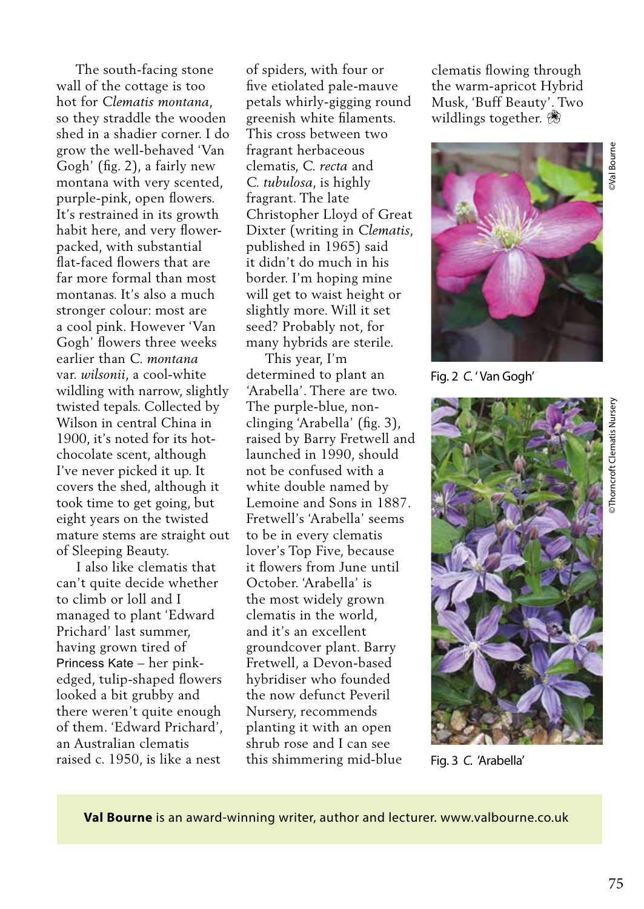The south-facing stone wall of the cottage is too hot for *Clematis montana*, so they straddle the wooden shed in a shadier corner. I do grow the well-behaved 'Van Gogh' (fig. 2), a fairly new montana with very scented, purple-pink, open flowers. It's restrained in its growth habit here, and very flower-packed, with substantial flat-faced flowers that are far more formal than most montanas. It's also a much stronger colour: most are a cool pink. However 'Van Gogh' flowers three weeks earlier than *C. montana* var. *wilsonii*, a cool-white wildling with narrow, slightly twisted tepals. Collected by Wilson in central China in 1900, it's noted for its hot-chocolate scent, although I've never picked it up. It covers the shed, although it took time to get going, but eight years on the twisted mature stems are straight out of Sleeping Beauty.

I also like clematis that can't quite decide whether to climb or loll and I managed to plant 'Edward Prichard' last summer, having grown tired of Princess Kate – her pink-edged, tulip-shaped flowers looked a bit grubby and there weren't quite enough of them. 'Edward Prichard', an Australian clematis raised c. 1950, is like a nest of spiders, with four or five etiolated pale-mauve petals whirly-gigging round greenish white filaments. This cross between two fragrant herbaceous clematis, *C. recta* and *C. tubulosa*, is highly fragrant. The late Christopher Lloyd of Great Dixter (writing in *Clematis*, published in 1965) said it didn't do much in his border. I'm hoping mine will get to waist height or slightly more. Will it set seed? Probably not, for many hybrids are sterile.

This year, I'm determined to plant an 'Arabella'. There are two. The purple-blue, non-clinging 'Arabella' (fig. 3), raised by Barry Fretwell and launched in 1990, should not be confused with a white double named by Lemoine and Sons in 1887. Fretwell's 'Arabella' seems to be in every clematis lover's Top Five, because it flowers from June until October. 'Arabella' is the most widely grown clematis in the world, and it's an excellent groundcover plant. Barry Fretwell, a Devon-based hybridiser who founded the now defunct Peveril Nursery, recommends planting it with an open shrub rose and I can see this shimmering mid-blue clematis flowing through the warm-apricot Hybrid Musk, 'Buff Beauty'. Two wildlings together. ❀

©Val Bourne

Fig. 2 *C.* 'Van Gogh'

©Thorncroft Clematis Nursery

Fig. 3 *C.* 'Arabella'

**Val Bourne** is an award-winning writer, author and lecturer. www.valbourne.co.uk